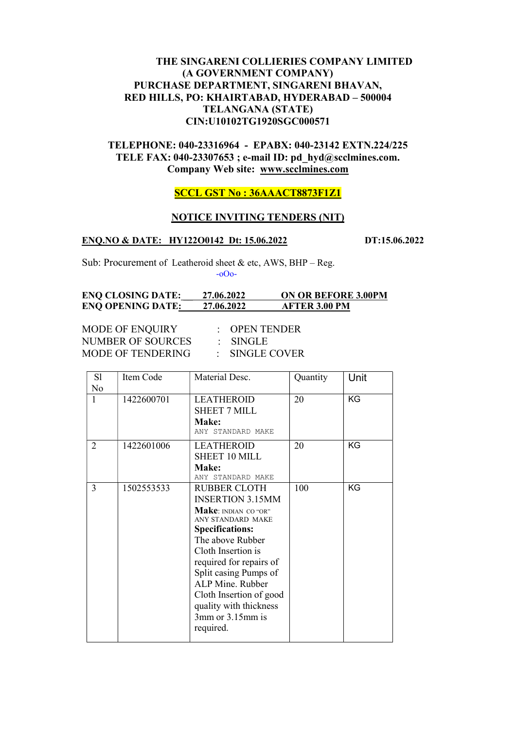**THE SINGARENI COLLIERIES COMPANY LIMITED**
**(A GOVERNMENT COMPANY)**
**PURCHASE DEPARTMENT, SINGARENI BHAVAN,**
**RED HILLS, PO: KHAIRTABAD, HYDERABAD – 500004**
**TELANGANA (STATE)**
**CIN:U10102TG1920SGC000571**

**TELEPHONE: 040-23316964 - EPABX: 040-23142 EXTN.224/225**
**TELE FAX: 040-23307653 ; e-mail ID: pd_hyd@scclmines.com.**
**Company Web site: www.scclmines.com**

**SCCL GST No : 36AAACT8873F1Z1**

## NOTICE INVITING TENDERS (NIT)

**ENQ.NO & DATE: HY122O0142 Dt: 15.06.2022** **DT:15.06.2022**

Sub: Procurement of Leatheroid sheet & etc, AWS, BHP – Reg.

-oOo-

**ENQ CLOSING DATE: 27.06.2022 ON OR BEFORE 3.00PM**
**ENQ OPENING DATE: 27.06.2022 AFTER 3.00 PM**

MODE OF ENQUIRY : OPEN TENDER
NUMBER OF SOURCES : SINGLE
MODE OF TENDERING : SINGLE COVER

| Sl No | Item Code | Material Desc. | Quantity | Unit |
|---|---|---|---|---|
| 1 | 1422600701 | LEATHEROID SHEET 7 MILL **Make:** ANY STANDARD MAKE | 20 | KG |
| 2 | 1422601006 | LEATHEROID SHEET 10 MILL **Make:** ANY STANDARD MAKE | 20 | KG |
| 3 | 1502553533 | RUBBER CLOTH INSERTION 3.15MM **Make:** INDIAN CO "OR" ANY STANDARD MAKE **Specifications:** The above Rubber Cloth Insertion is required for repairs of Split casing Pumps of ALP Mine. Rubber Cloth Insertion of good quality with thickness 3mm or 3.15mm is required. | 100 | KG |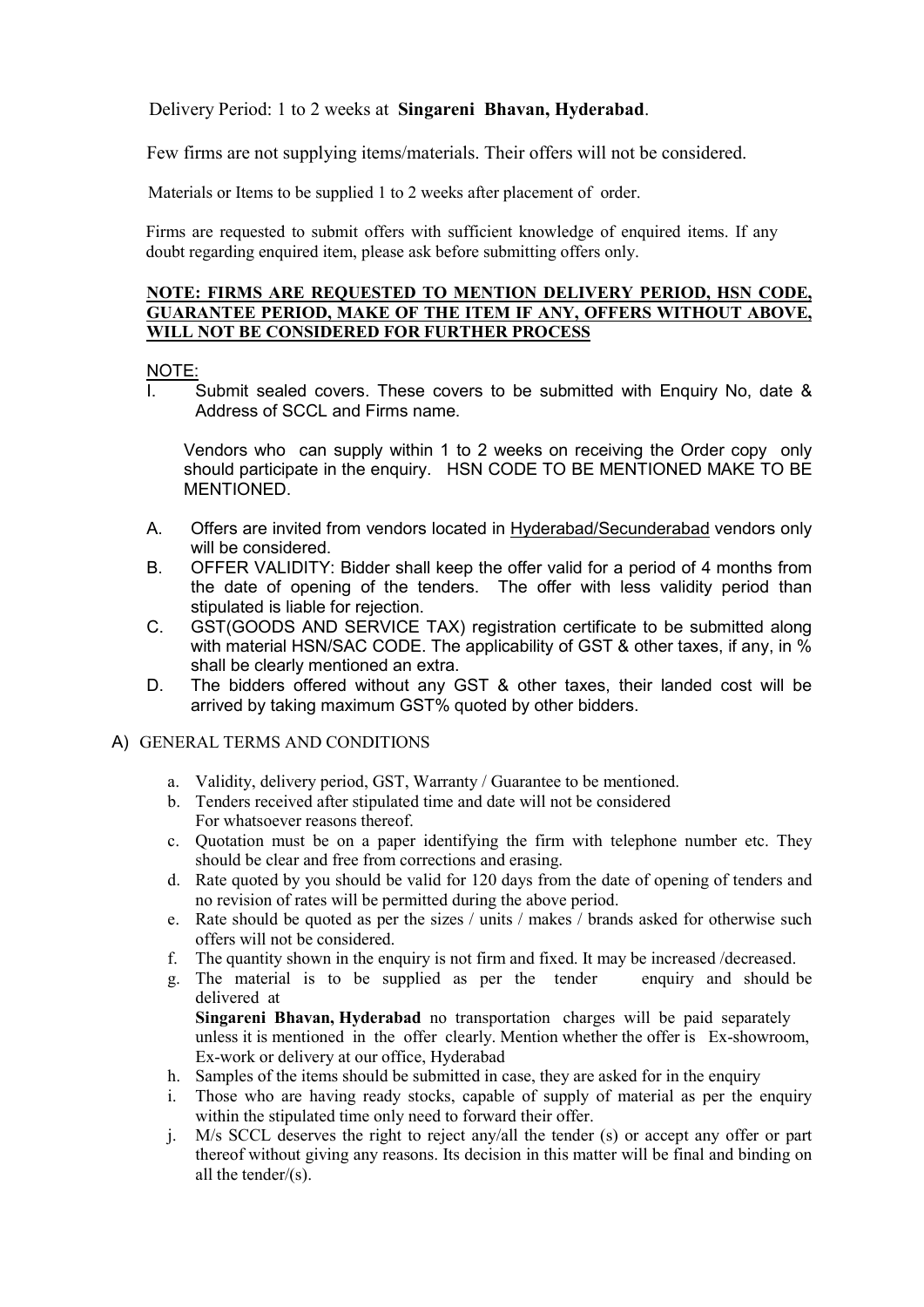Delivery Period: 1 to 2 weeks at **Singareni Bhavan, Hyderabad**.

Few firms are not supplying items/materials. Their offers will not be considered.

Materials or Items to be supplied 1 to 2 weeks after placement of order.

Firms are requested to submit offers with sufficient knowledge of enquired items. If any doubt regarding enquired item, please ask before submitting offers only.

**NOTE: FIRMS ARE REQUESTED TO MENTION DELIVERY PERIOD, HSN CODE, GUARANTEE PERIOD, MAKE OF THE ITEM IF ANY, OFFERS WITHOUT ABOVE, WILL NOT BE CONSIDERED FOR FURTHER PROCESS**

NOTE:

I. Submit sealed covers. These covers to be submitted with Enquiry No, date & Address of SCCL and Firms name.

   Vendors who can supply within 1 to 2 weeks on receiving the Order copy only should participate in the enquiry. HSN CODE TO BE MENTIONED MAKE TO BE MENTIONED.

A. Offers are invited from vendors located in Hyderabad/Secunderabad vendors only will be considered.

B. OFFER VALIDITY: Bidder shall keep the offer valid for a period of 4 months from the date of opening of the tenders. The offer with less validity period than stipulated is liable for rejection.

C. GST(GOODS AND SERVICE TAX) registration certificate to be submitted along with material HSN/SAC CODE. The applicability of GST & other taxes, if any, in % shall be clearly mentioned an extra.

D. The bidders offered without any GST & other taxes, their landed cost will be arrived by taking maximum GST% quoted by other bidders.

A) GENERAL TERMS AND CONDITIONS

a. Validity, delivery period, GST, Warranty / Guarantee to be mentioned.

b. Tenders received after stipulated time and date will not be considered For whatsoever reasons thereof.

c. Quotation must be on a paper identifying the firm with telephone number etc. They should be clear and free from corrections and erasing.

d. Rate quoted by you should be valid for 120 days from the date of opening of tenders and no revision of rates will be permitted during the above period.

e. Rate should be quoted as per the sizes / units / makes / brands asked for otherwise such offers will not be considered.

f. The quantity shown in the enquiry is not firm and fixed. It may be increased /decreased.

g. The material is to be supplied as per the tender enquiry and should be delivered at **Singareni Bhavan, Hyderabad** no transportation charges will be paid separately unless it is mentioned in the offer clearly. Mention whether the offer is Ex-showroom, Ex-work or delivery at our office, Hyderabad

h. Samples of the items should be submitted in case, they are asked for in the enquiry

i. Those who are having ready stocks, capable of supply of material as per the enquiry within the stipulated time only need to forward their offer.

j. M/s SCCL deserves the right to reject any/all the tender (s) or accept any offer or part thereof without giving any reasons. Its decision in this matter will be final and binding on all the tender/(s).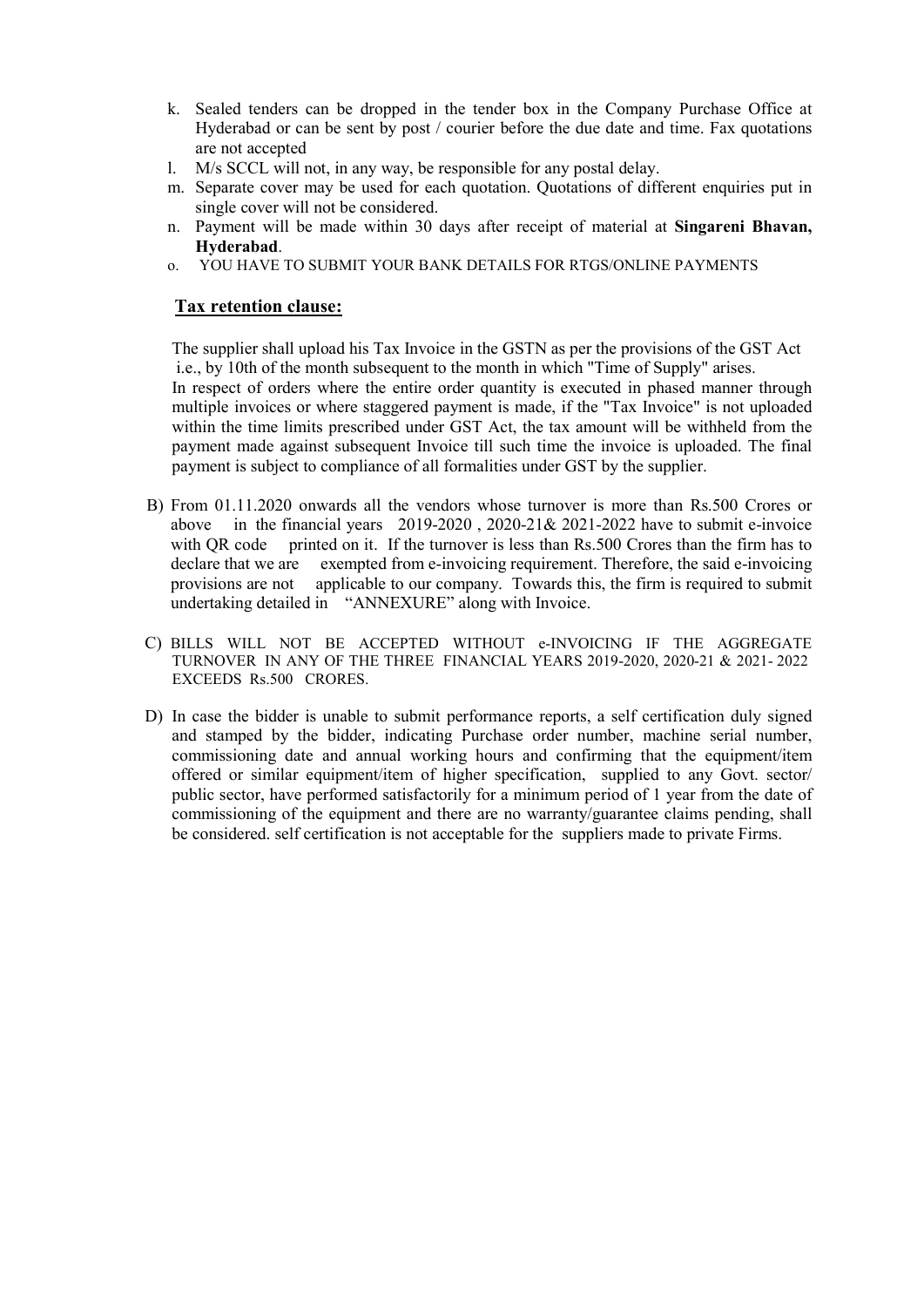k. Sealed tenders can be dropped in the tender box in the Company Purchase Office at Hyderabad or can be sent by post / courier before the due date and time. Fax quotations are not accepted

l. M/s SCCL will not, in any way, be responsible for any postal delay.

m. Separate cover may be used for each quotation. Quotations of different enquiries put in single cover will not be considered.

n. Payment will be made within 30 days after receipt of material at **Singareni Bhavan, Hyderabad**.

o. YOU HAVE TO SUBMIT YOUR BANK DETAILS FOR RTGS/ONLINE PAYMENTS

**Tax retention clause:**

The supplier shall upload his Tax Invoice in the GSTN as per the provisions of the GST Act i.e., by 10th of the month subsequent to the month in which "Time of Supply" arises.

In respect of orders where the entire order quantity is executed in phased manner through multiple invoices or where staggered payment is made, if the "Tax Invoice" is not uploaded within the time limits prescribed under GST Act, the tax amount will be withheld from the payment made against subsequent Invoice till such time the invoice is uploaded. The final payment is subject to compliance of all formalities under GST by the supplier.

B) From 01.11.2020 onwards all the vendors whose turnover is more than Rs.500 Crores or above in the financial years 2019-2020 , 2020-21& 2021-2022 have to submit e-invoice with QR code printed on it. If the turnover is less than Rs.500 Crores than the firm has to declare that we are exempted from e-invoicing requirement. Therefore, the said e-invoicing provisions are not applicable to our company. Towards this, the firm is required to submit undertaking detailed in "ANNEXURE" along with Invoice.

C) BILLS WILL NOT BE ACCEPTED WITHOUT e-INVOICING IF THE AGGREGATE TURNOVER IN ANY OF THE THREE FINANCIAL YEARS 2019-2020, 2020-21 & 2021- 2022 EXCEEDS Rs.500 CRORES.

D) In case the bidder is unable to submit performance reports, a self certification duly signed and stamped by the bidder, indicating Purchase order number, machine serial number, commissioning date and annual working hours and confirming that the equipment/item offered or similar equipment/item of higher specification, supplied to any Govt. sector/ public sector, have performed satisfactorily for a minimum period of 1 year from the date of commissioning of the equipment and there are no warranty/guarantee claims pending, shall be considered. self certification is not acceptable for the suppliers made to private Firms.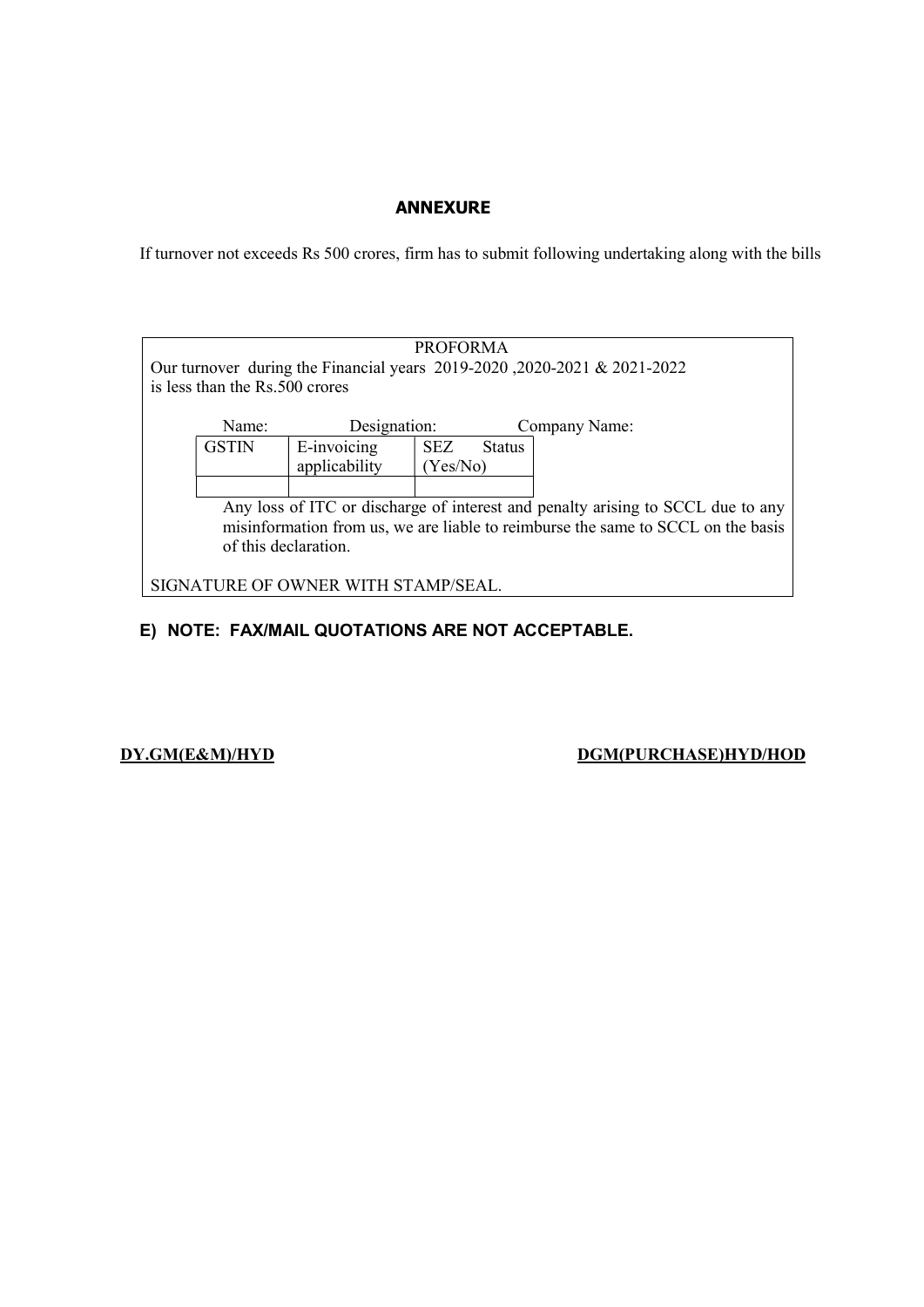## ANNEXURE

If turnover not exceeds Rs 500 crores, firm has to submit following undertaking along with the bills

PROFORMA

Our turnover during the Financial years 2019-2020 ,2020-2021 & 2021-2022 is less than the Rs.500 crores

Name: Designation: Company Name:

| GSTIN | E-invoicing applicability | SEZ Status (Yes/No) |
|---|---|---|
| | | |

Any loss of ITC or discharge of interest and penalty arising to SCCL due to any misinformation from us, we are liable to reimburse the same to SCCL on the basis of this declaration.

SIGNATURE OF OWNER WITH STAMP/SEAL.

**E) NOTE: FAX/MAIL QUOTATIONS ARE NOT ACCEPTABLE.**

**DY.GM(E&M)/HYD** **DGM(PURCHASE)HYD/HOD**